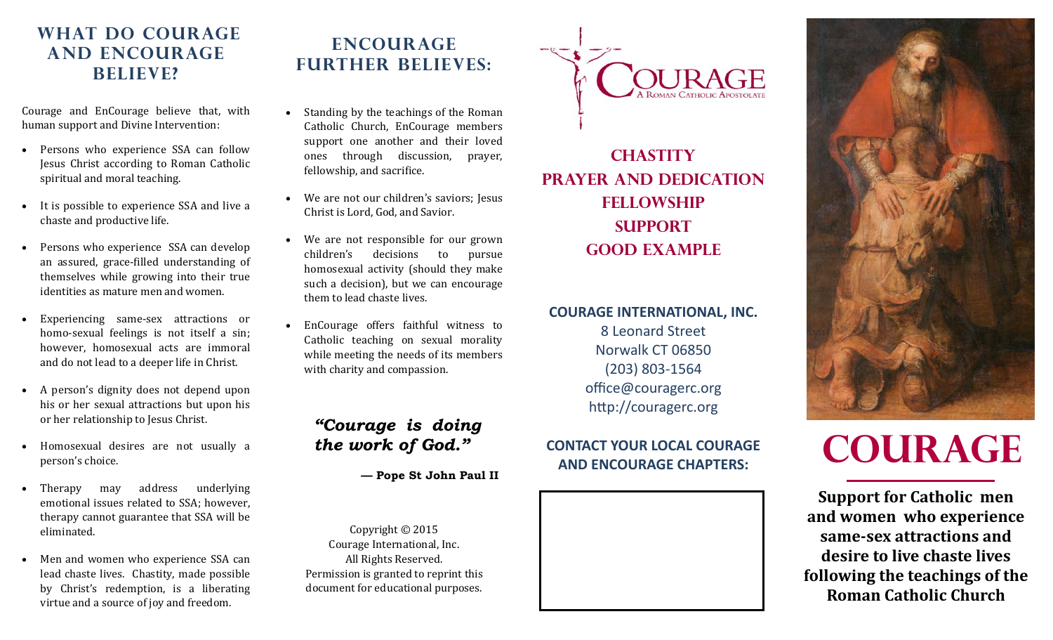## What do Courage and EnCourage believe?

Courage and EnCourage believe that, with human support and Divine Intervention:

- Persons who experience SSA can follow Jesus Christ according to Roman Catholic spiritual and moral teaching.
- It is possible to experience SSA and live a chaste and productive life.
- Persons who experience SSA can develop an assured, grace-filled understanding of themselves while growing into their true identities as mature men and women.
- Experiencing same-sex attractions or homo-sexual feelings is not itself a sin; however, homosexual acts are immoral and do not lead to a deeper life in Christ.
- A person's dignity does not depend upon his or her sexual attractions but upon his or her relationship to Jesus Christ.
- Homosexual desires are not usually a person's choice.
- Therapy may address underlying emotional issues related to SSA; however, therapy cannot guarantee that SSA will be eliminated.
- Men and women who experience SSA can lead chaste lives. Chastity, made possible by Christ's redemption, is a liberating virtue and a source of joy and freedom.

## EnCourage further believes:

- Standing by the teachings of the Roman Catholic Church, EnCourage members support one another and their loved ones through discussion, prayer, fellowship, and sacrifice.
- We are not our children's saviors; Jesus Christ is Lord, God, and Savior.
- We are not responsible for our grown children's decisions to pursue homosexual activity (should they make such a decision), but we can encourage them to lead chaste lives.
- EnCourage offers faithful witness to Catholic teaching on sexual morality while meeting the needs of its members with charity and compassion.

***"Courage is doing the work of God."***

**— Pope St John Paul II**

Copyright © 2015
Courage International, Inc.
All Rights Reserved.
Permission is granted to reprint this document for educational purposes.

COURAGE
A Roman Catholic Apostolate

**Chastity**
**Prayer and Dedication**
**Fellowship**
**Support**
**Good Example**

**COURAGE INTERNATIONAL, INC.**
8 Leonard Street
Norwalk CT 06850
(203) 803-1564
office@couragerc.org
http://couragerc.org

**CONTACT YOUR LOCAL COURAGE AND ENCOURAGE CHAPTERS:**

# COURAGE

**Support for Catholic men and women who experience same-sex attractions and desire to live chaste lives following the teachings of the Roman Catholic Church**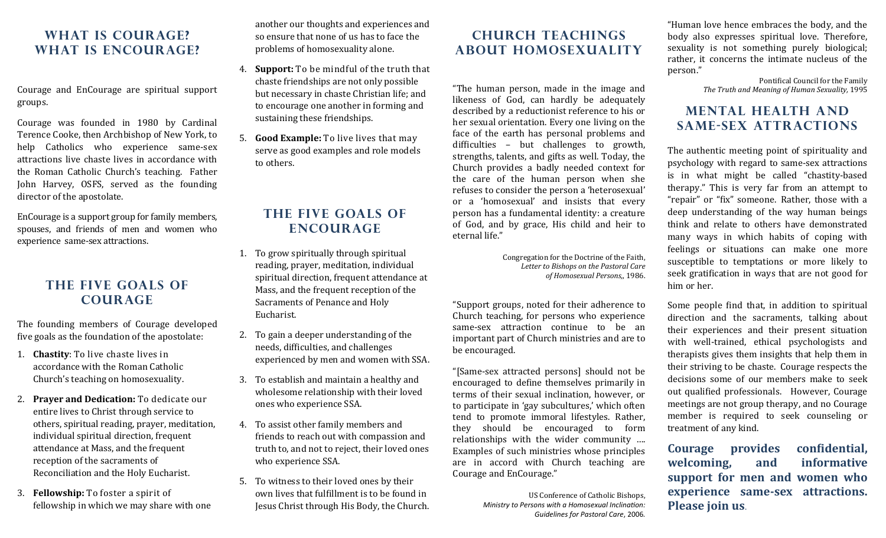## WHAT IS COURAGE? WHAT IS ENCOURAGE?

Courage and EnCourage are spiritual support groups.

Courage was founded in 1980 by Cardinal Terence Cooke, then Archbishop of New York, to help Catholics who experience same-sex attractions live chaste lives in accordance with the Roman Catholic Church's teaching. Father John Harvey, OSFS, served as the founding director of the apostolate.

EnCourage is a support group for family members, spouses, and friends of men and women who experience same-sex attractions.

## THE FIVE GOALS OF COURAGE

The founding members of Courage developed five goals as the foundation of the apostolate:

1. **Chastity**: To live chaste lives in accordance with the Roman Catholic Church's teaching on homosexuality.
2. **Prayer and Dedication:** To dedicate our entire lives to Christ through service to others, spiritual reading, prayer, meditation, individual spiritual direction, frequent attendance at Mass, and the frequent reception of the sacraments of Reconciliation and the Holy Eucharist.
3. **Fellowship:** To foster a spirit of fellowship in which we may share with one another our thoughts and experiences and so ensure that none of us has to face the problems of homosexuality alone.
4. **Support:** To be mindful of the truth that chaste friendships are not only possible but necessary in chaste Christian life; and to encourage one another in forming and sustaining these friendships.
5. **Good Example:** To live lives that may serve as good examples and role models to others.

## THE FIVE GOALS OF ENCOURAGE

1. To grow spiritually through spiritual reading, prayer, meditation, individual spiritual direction, frequent attendance at Mass, and the frequent reception of the Sacraments of Penance and Holy Eucharist.
2. To gain a deeper understanding of the needs, difficulties, and challenges experienced by men and women with SSA.
3. To establish and maintain a healthy and wholesome relationship with their loved ones who experience SSA.
4. To assist other family members and friends to reach out with compassion and truth to, and not to reject, their loved ones who experience SSA.
5. To witness to their loved ones by their own lives that fulfillment is to be found in Jesus Christ through His Body, the Church.

## CHURCH TEACHINGS ABOUT HOMOSEXUALITY

"The human person, made in the image and likeness of God, can hardly be adequately described by a reductionist reference to his or her sexual orientation. Every one living on the face of the earth has personal problems and difficulties – but challenges to growth, strengths, talents, and gifts as well. Today, the Church provides a badly needed context for the care of the human person when she refuses to consider the person a 'heterosexual' or a 'homosexual' and insists that every person has a fundamental identity: a creature of God, and by grace, His child and heir to eternal life."

Congregation for the Doctrine of the Faith, *Letter to Bishops on the Pastoral Care of Homosexual Persons*,, 1986.

"Support groups, noted for their adherence to Church teaching, for persons who experience same-sex attraction continue to be an important part of Church ministries and are to be encouraged.

"[Same-sex attracted persons] should not be encouraged to define themselves primarily in terms of their sexual inclination, however, or to participate in 'gay subcultures,' which often tend to promote immoral lifestyles. Rather, they should be encouraged to form relationships with the wider community .... Examples of such ministries whose principles are in accord with Church teaching are Courage and EnCourage."

US Conference of Catholic Bishops, *Ministry to Persons with a Homosexual Inclination: Guidelines for Pastoral Care*, 2006.

"Human love hence embraces the body, and the body also expresses spiritual love. Therefore, sexuality is not something purely biological; rather, it concerns the intimate nucleus of the person."

Pontifical Council for the Family *The Truth and Meaning of Human Sexuality*, 1995

## MENTAL HEALTH AND SAME-SEX ATTRACTIONS

The authentic meeting point of spirituality and psychology with regard to same-sex attractions is in what might be called "chastity-based therapy." This is very far from an attempt to "repair" or "fix" someone. Rather, those with a deep understanding of the way human beings think and relate to others have demonstrated many ways in which habits of coping with feelings or situations can make one more susceptible to temptations or more likely to seek gratification in ways that are not good for him or her.

Some people find that, in addition to spiritual direction and the sacraments, talking about their experiences and their present situation with well-trained, ethical psychologists and therapists gives them insights that help them in their striving to be chaste. Courage respects the decisions some of our members make to seek out qualified professionals. However, Courage meetings are not group therapy, and no Courage member is required to seek counseling or treatment of any kind.

**Courage provides confidential, welcoming, and informative support for men and women who experience same-sex attractions. Please join us**.